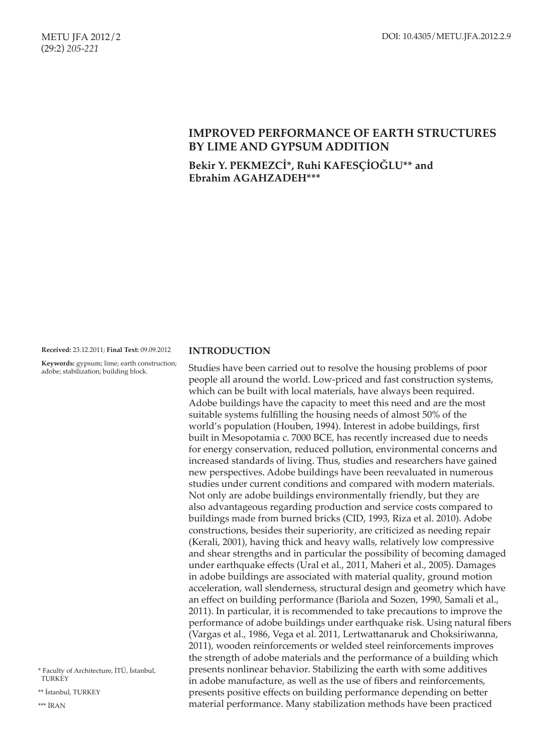# IMPROVED PERFORMANCE OF EARTH STRUCTURES BY LIME AND GYPSUM ADDITION

**Bekir Y. PEKMEZCİ\*, Ruhi KAFESÇİOĞLU\*\* and Ebrahim AGAHZADEH\*\*\***

**Received:** 23.12.2011; **Final Text:** 09.09.2012

**Keywords:** gypsum; lime; earth construction; adobe; stabilization; building block.

\* Faculty of Architecture, İTÜ, İstanbul, TURKEY

\*\* İstanbul, TURKEY

\*\*\* İRAN

## INTRODUCTION

Studies have been carried out to resolve the housing problems of poor people all around the world. Low-priced and fast construction systems, which can be built with local materials, have always been required. Adobe buildings have the capacity to meet this need and are the most suitable systems fulfilling the housing needs of almost 50% of the world's population (Houben, 1994). Interest in adobe buildings, first built in Mesopotamia c. 7000 BCE, has recently increased due to needs for energy conservation, reduced pollution, environmental concerns and increased standards of living. Thus, studies and researchers have gained new perspectives. Adobe buildings have been reevaluated in numerous studies under current conditions and compared with modern materials. Not only are adobe buildings environmentally friendly, but they are also advantageous regarding production and service costs compared to buildings made from burned bricks (CID, 1993, Riza et al. 2010). Adobe constructions, besides their superiority, are criticized as needing repair (Kerali, 2001), having thick and heavy walls, relatively low compressive and shear strengths and in particular the possibility of becoming damaged under earthquake effects (Ural et al., 2011, Maheri et al., 2005). Damages in adobe buildings are associated with material quality, ground motion acceleration, wall slenderness, structural design and geometry which have an effect on building performance (Bariola and Sozen, 1990, Samali et al., 2011). In particular, it is recommended to take precautions to improve the performance of adobe buildings under earthquake risk. Using natural fibers (Vargas et al., 1986, Vega et al. 2011, Lertwattanaruk and Choksiriwanna, 2011), wooden reinforcements or welded steel reinforcements improves the strength of adobe materials and the performance of a building which presents nonlinear behavior. Stabilizing the earth with some additives in adobe manufacture, as well as the use of fibers and reinforcements, presents positive effects on building performance depending on better material performance. Many stabilization methods have been practiced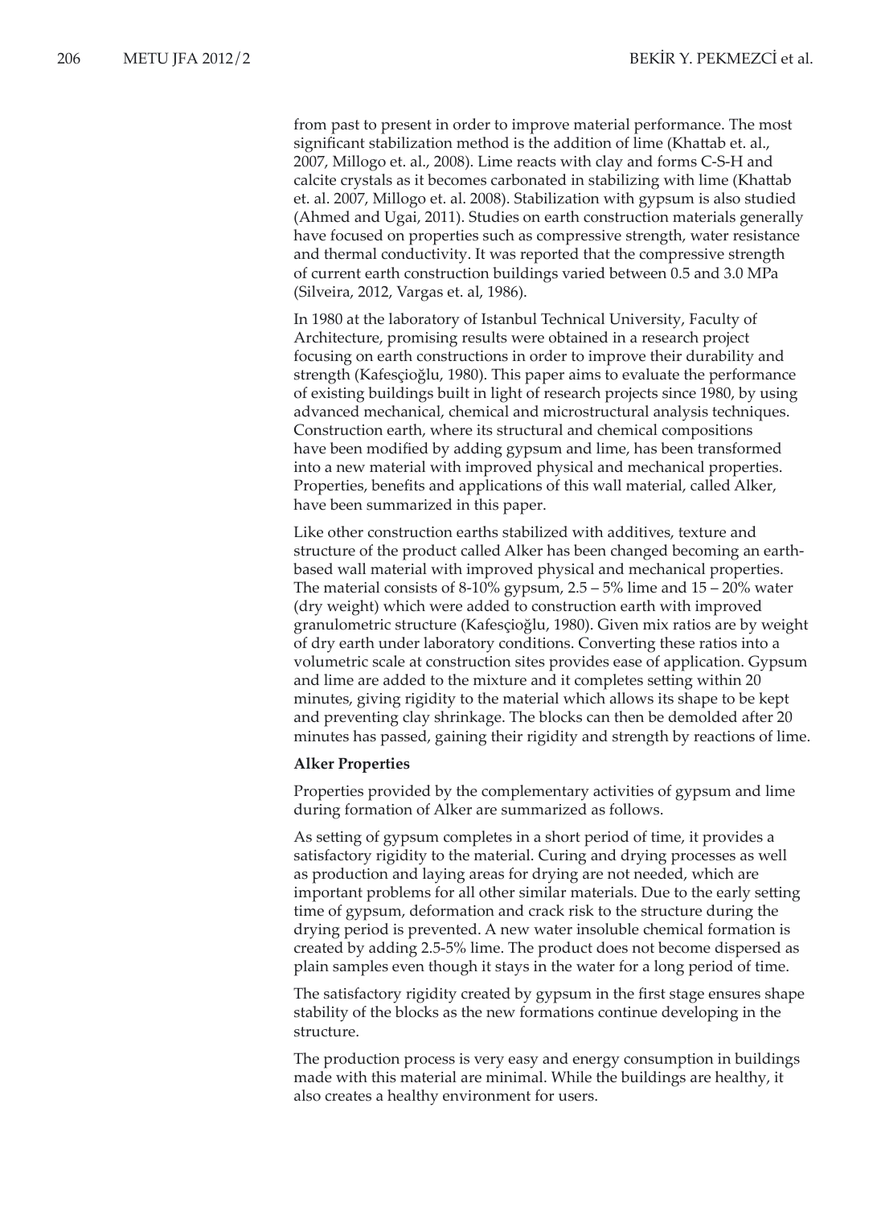from past to present in order to improve material performance. The most significant stabilization method is the addition of lime (Khattab et. al., 2007, Millogo et. al., 2008). Lime reacts with clay and forms C-S-H and calcite crystals as it becomes carbonated in stabilizing with lime (Khattab et. al. 2007, Millogo et. al. 2008). Stabilization with gypsum is also studied (Ahmed and Ugai, 2011). Studies on earth construction materials generally have focused on properties such as compressive strength, water resistance and thermal conductivity. It was reported that the compressive strength of current earth construction buildings varied between 0.5 and 3.0 MPa (Silveira, 2012, Vargas et. al, 1986).

In 1980 at the laboratory of Istanbul Technical University, Faculty of Architecture, promising results were obtained in a research project focusing on earth constructions in order to improve their durability and strength (Kafesçioğlu, 1980). This paper aims to evaluate the performance of existing buildings built in light of research projects since 1980, by using advanced mechanical, chemical and microstructural analysis techniques. Construction earth, where its structural and chemical compositions have been modified by adding gypsum and lime, has been transformed into a new material with improved physical and mechanical properties. Properties, benefits and applications of this wall material, called Alker, have been summarized in this paper.

Like other construction earths stabilized with additives, texture and structure of the product called Alker has been changed becoming an earth-based wall material with improved physical and mechanical properties. The material consists of 8-10% gypsum, 2.5 – 5% lime and 15 – 20% water (dry weight) which were added to construction earth with improved granulometric structure (Kafesçioğlu, 1980). Given mix ratios are by weight of dry earth under laboratory conditions. Converting these ratios into a volumetric scale at construction sites provides ease of application. Gypsum and lime are added to the mixture and it completes setting within 20 minutes, giving rigidity to the material which allows its shape to be kept and preventing clay shrinkage. The blocks can then be demolded after 20 minutes has passed, gaining their rigidity and strength by reactions of lime.

**Alker Properties**

Properties provided by the complementary activities of gypsum and lime during formation of Alker are summarized as follows.

As setting of gypsum completes in a short period of time, it provides a satisfactory rigidity to the material. Curing and drying processes as well as production and laying areas for drying are not needed, which are important problems for all other similar materials. Due to the early setting time of gypsum, deformation and crack risk to the structure during the drying period is prevented. A new water insoluble chemical formation is created by adding 2.5-5% lime. The product does not become dispersed as plain samples even though it stays in the water for a long period of time.

The satisfactory rigidity created by gypsum in the first stage ensures shape stability of the blocks as the new formations continue developing in the structure.

The production process is very easy and energy consumption in buildings made with this material are minimal. While the buildings are healthy, it also creates a healthy environment for users.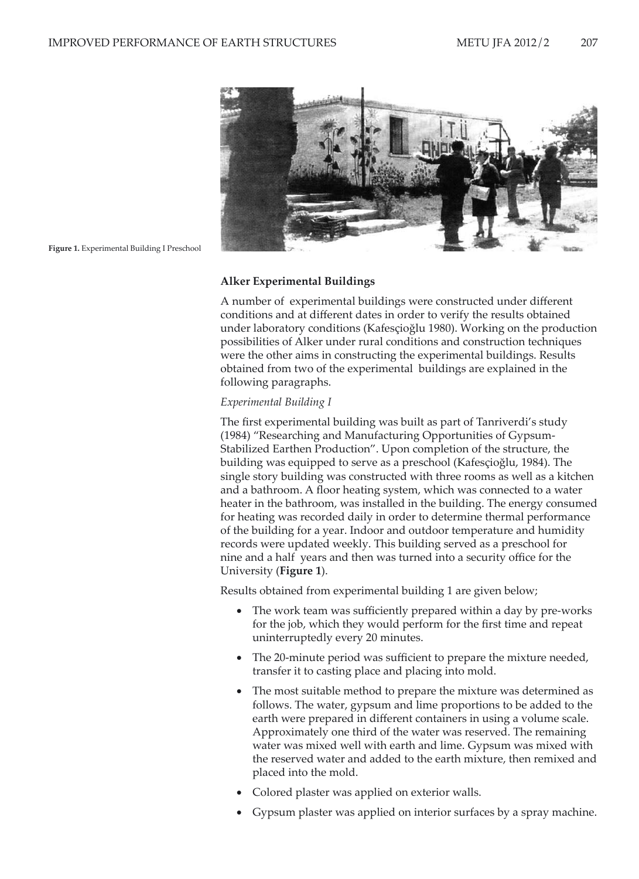Figure 1. Experimental Building I Preschool

## Alker Experimental Buildings

A number of experimental buildings were constructed under different conditions and at different dates in order to verify the results obtained under laboratory conditions (Kafesçioğlu 1980). Working on the production possibilities of Alker under rural conditions and construction techniques were the other aims in constructing the experimental buildings. Results obtained from two of the experimental buildings are explained in the following paragraphs.

### *Experimental Building I*

The first experimental building was built as part of Tanriverdi's study (1984) "Researching and Manufacturing Opportunities of Gypsum-Stabilized Earthen Production". Upon completion of the structure, the building was equipped to serve as a preschool (Kafesçioğlu, 1984). The single story building was constructed with three rooms as well as a kitchen and a bathroom. A floor heating system, which was connected to a water heater in the bathroom, was installed in the building. The energy consumed for heating was recorded daily in order to determine thermal performance of the building for a year. Indoor and outdoor temperature and humidity records were updated weekly. This building served as a preschool for nine and a half years and then was turned into a security office for the University (**Figure 1**).

Results obtained from experimental building 1 are given below;

- The work team was sufficiently prepared within a day by pre-works for the job, which they would perform for the first time and repeat uninterruptedly every 20 minutes.
- The 20-minute period was sufficient to prepare the mixture needed, transfer it to casting place and placing into mold.
- The most suitable method to prepare the mixture was determined as follows. The water, gypsum and lime proportions to be added to the earth were prepared in different containers in using a volume scale. Approximately one third of the water was reserved. The remaining water was mixed well with earth and lime. Gypsum was mixed with the reserved water and added to the earth mixture, then remixed and placed into the mold.
- Colored plaster was applied on exterior walls.
- Gypsum plaster was applied on interior surfaces by a spray machine.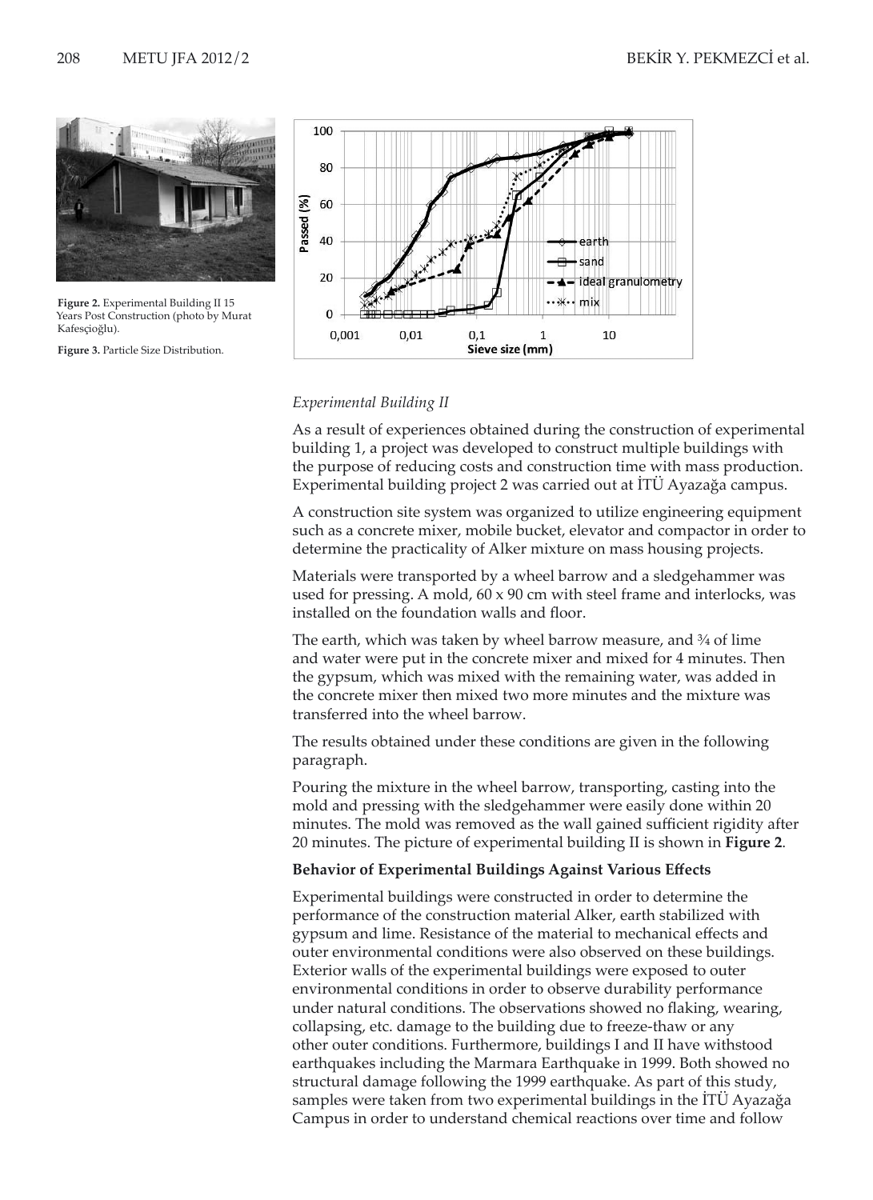Figure 2. Experimental Building II 15 Years Post Construction (photo by Murat Kafesçioğlu).

Figure 3. Particle Size Distribution.

*Experimental Building II*

As a result of experiences obtained during the construction of experimental building 1, a project was developed to construct multiple buildings with the purpose of reducing costs and construction time with mass production. Experimental building project 2 was carried out at İTÜ Ayazağa campus.

A construction site system was organized to utilize engineering equipment such as a concrete mixer, mobile bucket, elevator and compactor in order to determine the practicality of Alker mixture on mass housing projects.

Materials were transported by a wheel barrow and a sledgehammer was used for pressing. A mold, 60 x 90 cm with steel frame and interlocks, was installed on the foundation walls and floor.

The earth, which was taken by wheel barrow measure, and ¾ of lime and water were put in the concrete mixer and mixed for 4 minutes. Then the gypsum, which was mixed with the remaining water, was added in the concrete mixer then mixed two more minutes and the mixture was transferred into the wheel barrow.

The results obtained under these conditions are given in the following paragraph.

Pouring the mixture in the wheel barrow, transporting, casting into the mold and pressing with the sledgehammer were easily done within 20 minutes. The mold was removed as the wall gained sufficient rigidity after 20 minutes. The picture of experimental building II is shown in **Figure 2**.

**Behavior of Experimental Buildings Against Various Effects**

Experimental buildings were constructed in order to determine the performance of the construction material Alker, earth stabilized with gypsum and lime. Resistance of the material to mechanical effects and outer environmental conditions were also observed on these buildings. Exterior walls of the experimental buildings were exposed to outer environmental conditions in order to observe durability performance under natural conditions. The observations showed no flaking, wearing, collapsing, etc. damage to the building due to freeze-thaw or any other outer conditions. Furthermore, buildings I and II have withstood earthquakes including the Marmara Earthquake in 1999. Both showed no structural damage following the 1999 earthquake. As part of this study, samples were taken from two experimental buildings in the İTÜ Ayazağa Campus in order to understand chemical reactions over time and follow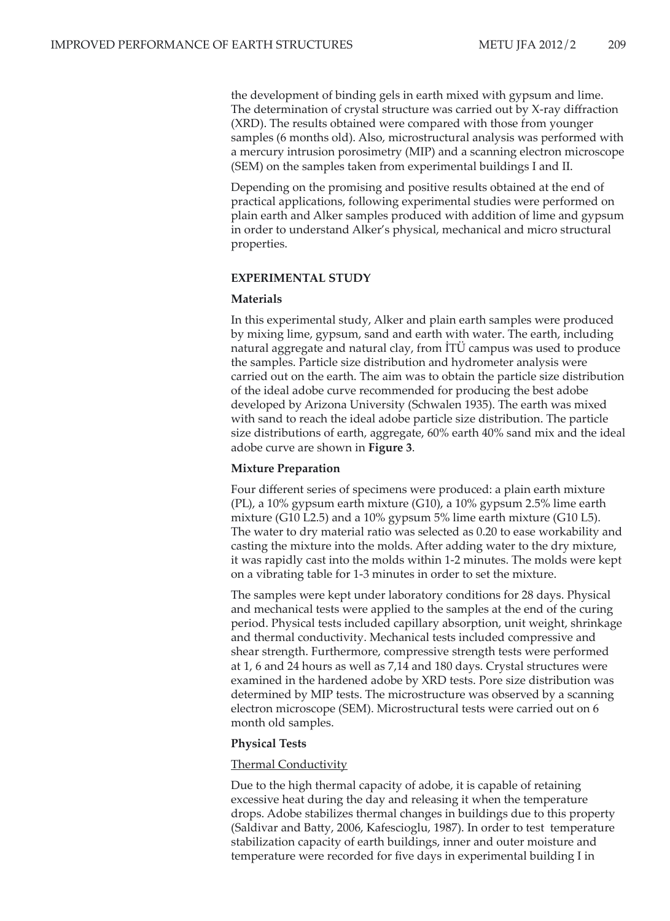the development of binding gels in earth mixed with gypsum and lime. The determination of crystal structure was carried out by X-ray diffraction (XRD). The results obtained were compared with those from younger samples (6 months old). Also, microstructural analysis was performed with a mercury intrusion porosimetry (MIP) and a scanning electron microscope (SEM) on the samples taken from experimental buildings I and II.

Depending on the promising and positive results obtained at the end of practical applications, following experimental studies were performed on plain earth and Alker samples produced with addition of lime and gypsum in order to understand Alker's physical, mechanical and micro structural properties.

## EXPERIMENTAL STUDY

### Materials

In this experimental study, Alker and plain earth samples were produced by mixing lime, gypsum, sand and earth with water. The earth, including natural aggregate and natural clay, from İTÜ campus was used to produce the samples. Particle size distribution and hydrometer analysis were carried out on the earth. The aim was to obtain the particle size distribution of the ideal adobe curve recommended for producing the best adobe developed by Arizona University (Schwalen 1935). The earth was mixed with sand to reach the ideal adobe particle size distribution. The particle size distributions of earth, aggregate, 60% earth 40% sand mix and the ideal adobe curve are shown in **Figure 3**.

### Mixture Preparation

Four different series of specimens were produced: a plain earth mixture (PL), a 10% gypsum earth mixture (G10), a 10% gypsum 2.5% lime earth mixture (G10 L2.5) and a 10% gypsum 5% lime earth mixture (G10 L5). The water to dry material ratio was selected as 0.20 to ease workability and casting the mixture into the molds. After adding water to the dry mixture, it was rapidly cast into the molds within 1-2 minutes. The molds were kept on a vibrating table for 1-3 minutes in order to set the mixture.

The samples were kept under laboratory conditions for 28 days. Physical and mechanical tests were applied to the samples at the end of the curing period. Physical tests included capillary absorption, unit weight, shrinkage and thermal conductivity. Mechanical tests included compressive and shear strength. Furthermore, compressive strength tests were performed at 1, 6 and 24 hours as well as 7,14 and 180 days. Crystal structures were examined in the hardened adobe by XRD tests. Pore size distribution was determined by MIP tests. The microstructure was observed by a scanning electron microscope (SEM). Microstructural tests were carried out on 6 month old samples.

### Physical Tests

#### Thermal Conductivity

Due to the high thermal capacity of adobe, it is capable of retaining excessive heat during the day and releasing it when the temperature drops. Adobe stabilizes thermal changes in buildings due to this property (Saldivar and Batty, 2006, Kafescioglu, 1987). In order to test temperature stabilization capacity of earth buildings, inner and outer moisture and temperature were recorded for five days in experimental building I in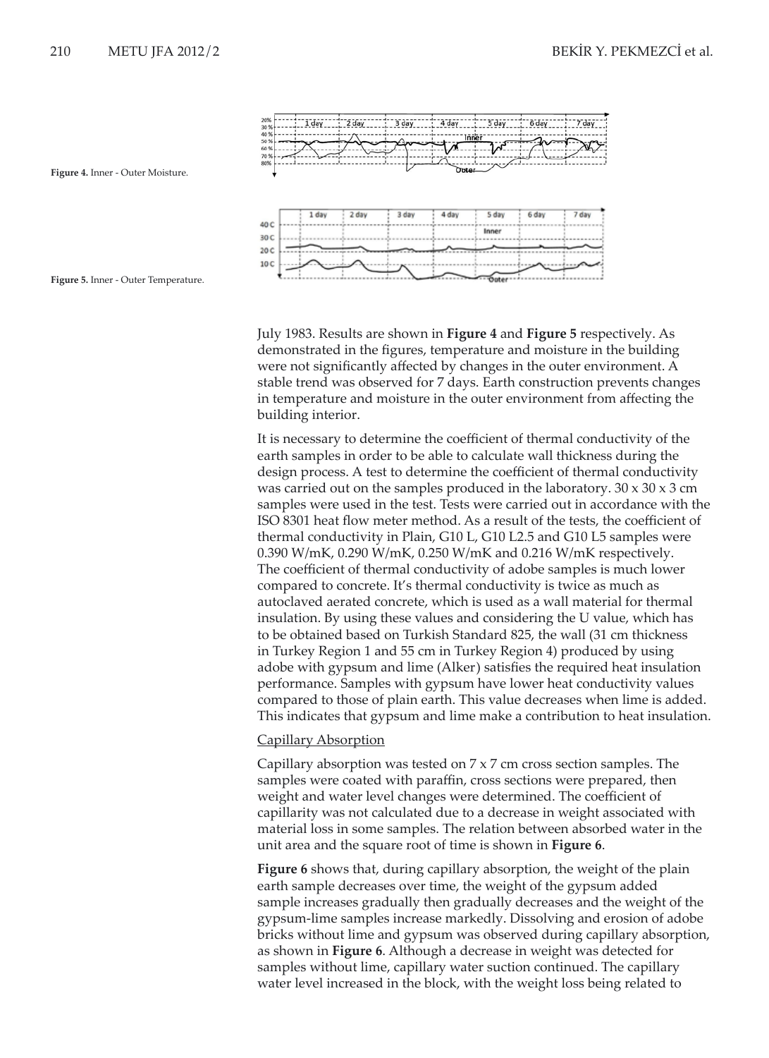Figure 4. Inner - Outer Moisture.

Figure 5. Inner - Outer Temperature.

July 1983. Results are shown in **Figure 4** and **Figure 5** respectively. As demonstrated in the figures, temperature and moisture in the building were not significantly affected by changes in the outer environment. A stable trend was observed for 7 days. Earth construction prevents changes in temperature and moisture in the outer environment from affecting the building interior.

It is necessary to determine the coefficient of thermal conductivity of the earth samples in order to be able to calculate wall thickness during the design process. A test to determine the coefficient of thermal conductivity was carried out on the samples produced in the laboratory. 30 x 30 x 3 cm samples were used in the test. Tests were carried out in accordance with the ISO 8301 heat flow meter method. As a result of the tests, the coefficient of thermal conductivity in Plain, G10 L, G10 L2.5 and G10 L5 samples were 0.390 W/mK, 0.290 W/mK, 0.250 W/mK and 0.216 W/mK respectively. The coefficient of thermal conductivity of adobe samples is much lower compared to concrete. It's thermal conductivity is twice as much as autoclaved aerated concrete, which is used as a wall material for thermal insulation. By using these values and considering the U value, which has to be obtained based on Turkish Standard 825, the wall (31 cm thickness in Turkey Region 1 and 55 cm in Turkey Region 4) produced by using adobe with gypsum and lime (Alker) satisfies the required heat insulation performance. Samples with gypsum have lower heat conductivity values compared to those of plain earth. This value decreases when lime is added. This indicates that gypsum and lime make a contribution to heat insulation.

Capillary Absorption

Capillary absorption was tested on 7 x 7 cm cross section samples. The samples were coated with paraffin, cross sections were prepared, then weight and water level changes were determined. The coefficient of capillarity was not calculated due to a decrease in weight associated with material loss in some samples. The relation between absorbed water in the unit area and the square root of time is shown in **Figure 6**.

**Figure 6** shows that, during capillary absorption, the weight of the plain earth sample decreases over time, the weight of the gypsum added sample increases gradually then gradually decreases and the weight of the gypsum-lime samples increase markedly. Dissolving and erosion of adobe bricks without lime and gypsum was observed during capillary absorption, as shown in **Figure 6**. Although a decrease in weight was detected for samples without lime, capillary water suction continued. The capillary water level increased in the block, with the weight loss being related to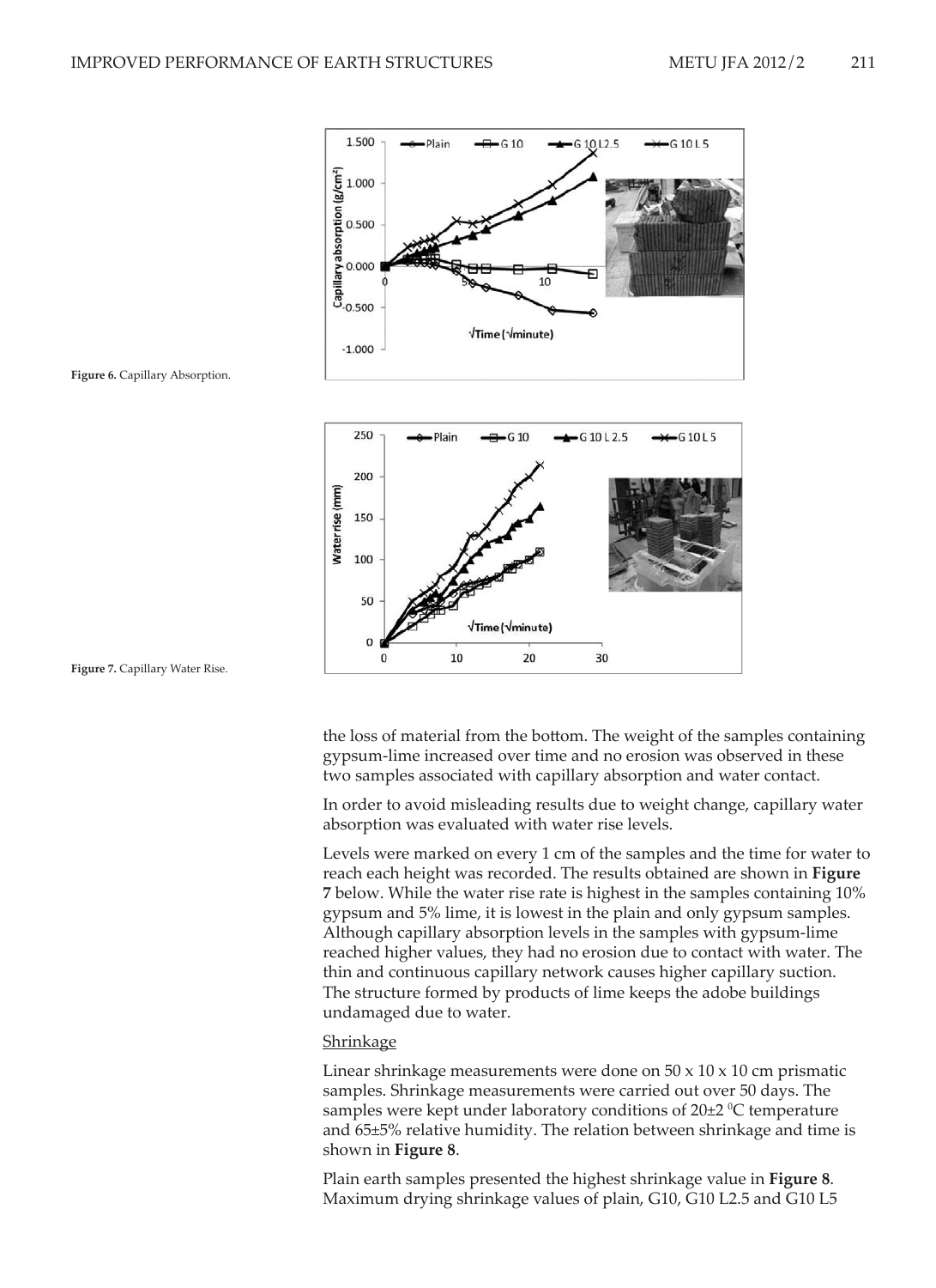Figure 6. Capillary Absorption.

Figure 7. Capillary Water Rise.

the loss of material from the bottom. The weight of the samples containing gypsum-lime increased over time and no erosion was observed in these two samples associated with capillary absorption and water contact.

In order to avoid misleading results due to weight change, capillary water absorption was evaluated with water rise levels.

Levels were marked on every 1 cm of the samples and the time for water to reach each height was recorded. The results obtained are shown in **Figure 7** below. While the water rise rate is highest in the samples containing 10% gypsum and 5% lime, it is lowest in the plain and only gypsum samples. Although capillary absorption levels in the samples with gypsum-lime reached higher values, they had no erosion due to contact with water. The thin and continuous capillary network causes higher capillary suction. The structure formed by products of lime keeps the adobe buildings undamaged due to water.

<u>Shrinkage</u>

Linear shrinkage measurements were done on 50 x 10 x 10 cm prismatic samples. Shrinkage measurements were carried out over 50 days. The samples were kept under laboratory conditions of 20±2 $^0$C temperature and 65±5% relative humidity. The relation between shrinkage and time is shown in **Figure 8**.

Plain earth samples presented the highest shrinkage value in **Figure 8**. Maximum drying shrinkage values of plain, G10, G10 L2.5 and G10 L5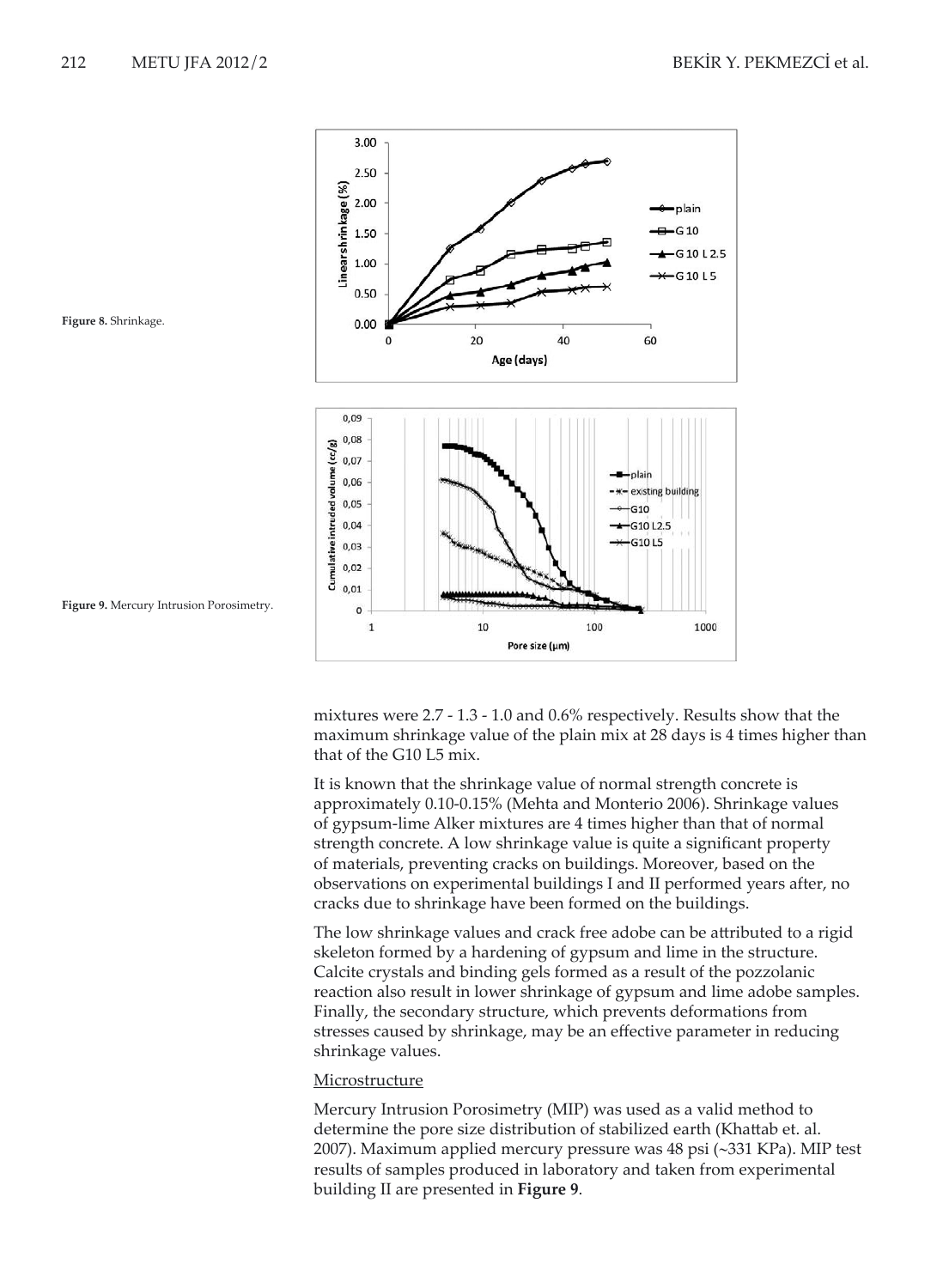Figure 8. Shrinkage.

Figure 9. Mercury Intrusion Porosimetry.

mixtures were 2.7 - 1.3 - 1.0 and 0.6% respectively. Results show that the maximum shrinkage value of the plain mix at 28 days is 4 times higher than that of the G10 L5 mix.

It is known that the shrinkage value of normal strength concrete is approximately 0.10-0.15% (Mehta and Monterio 2006). Shrinkage values of gypsum-lime Alker mixtures are 4 times higher than that of normal strength concrete. A low shrinkage value is quite a significant property of materials, preventing cracks on buildings. Moreover, based on the observations on experimental buildings I and II performed years after, no cracks due to shrinkage have been formed on the buildings.

The low shrinkage values and crack free adobe can be attributed to a rigid skeleton formed by a hardening of gypsum and lime in the structure. Calcite crystals and binding gels formed as a result of the pozzolanic reaction also result in lower shrinkage of gypsum and lime adobe samples. Finally, the secondary structure, which prevents deformations from stresses caused by shrinkage, may be an effective parameter in reducing shrinkage values.

Microstructure

Mercury Intrusion Porosimetry (MIP) was used as a valid method to determine the pore size distribution of stabilized earth (Khattab et. al. 2007). Maximum applied mercury pressure was 48 psi (~331 KPa). MIP test results of samples produced in laboratory and taken from experimental building II are presented in **Figure 9**.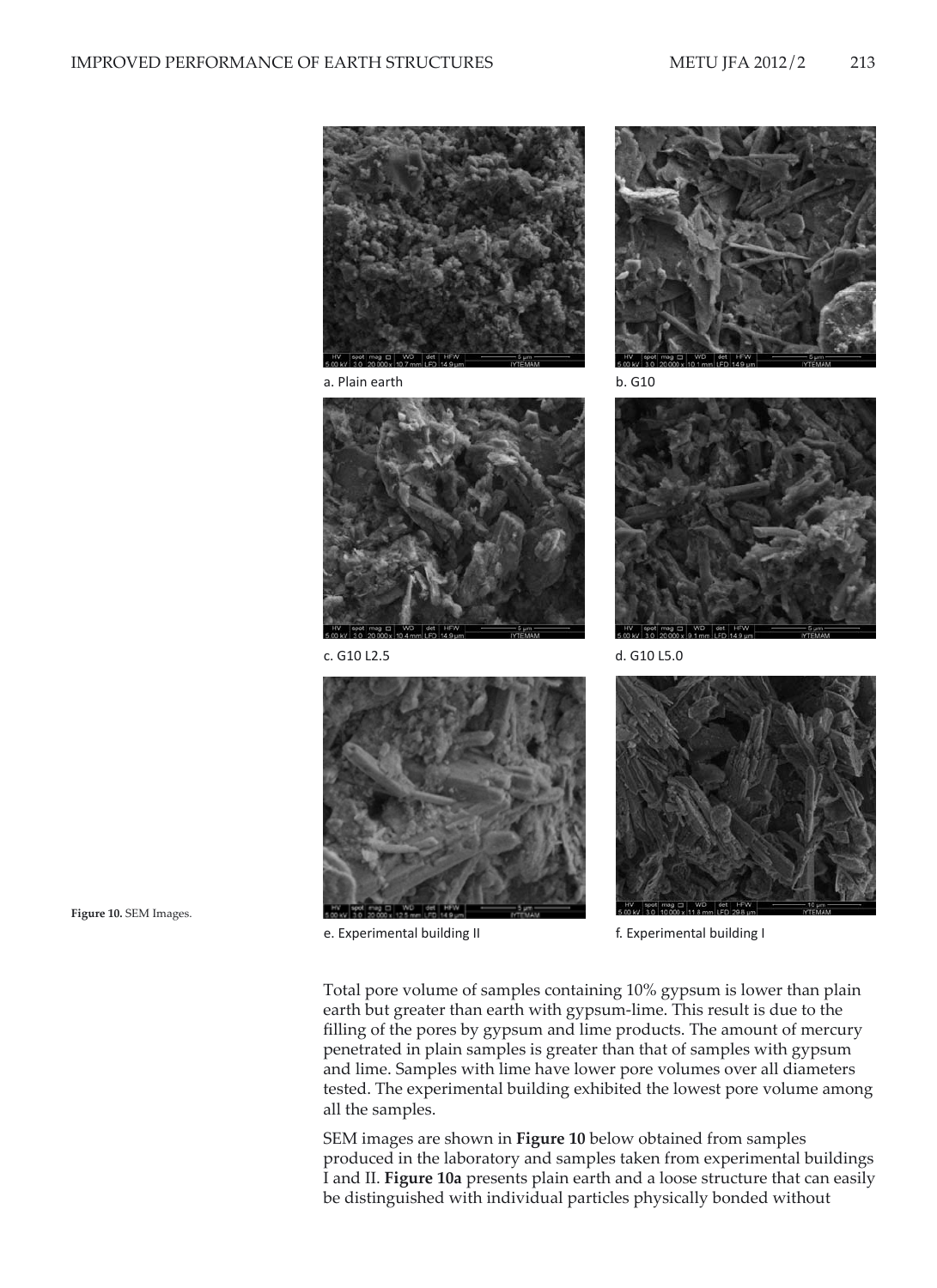a. Plain earth

b. G10

c. G10 L2.5

d. G10 L5.0

e. Experimental building II

f. Experimental building I

**Figure 10.** SEM Images.

Total pore volume of samples containing 10% gypsum is lower than plain earth but greater than earth with gypsum-lime. This result is due to the filling of the pores by gypsum and lime products. The amount of mercury penetrated in plain samples is greater than that of samples with gypsum and lime. Samples with lime have lower pore volumes over all diameters tested. The experimental building exhibited the lowest pore volume among all the samples.

SEM images are shown in **Figure 10** below obtained from samples produced in the laboratory and samples taken from experimental buildings I and II. **Figure 10a** presents plain earth and a loose structure that can easily be distinguished with individual particles physically bonded without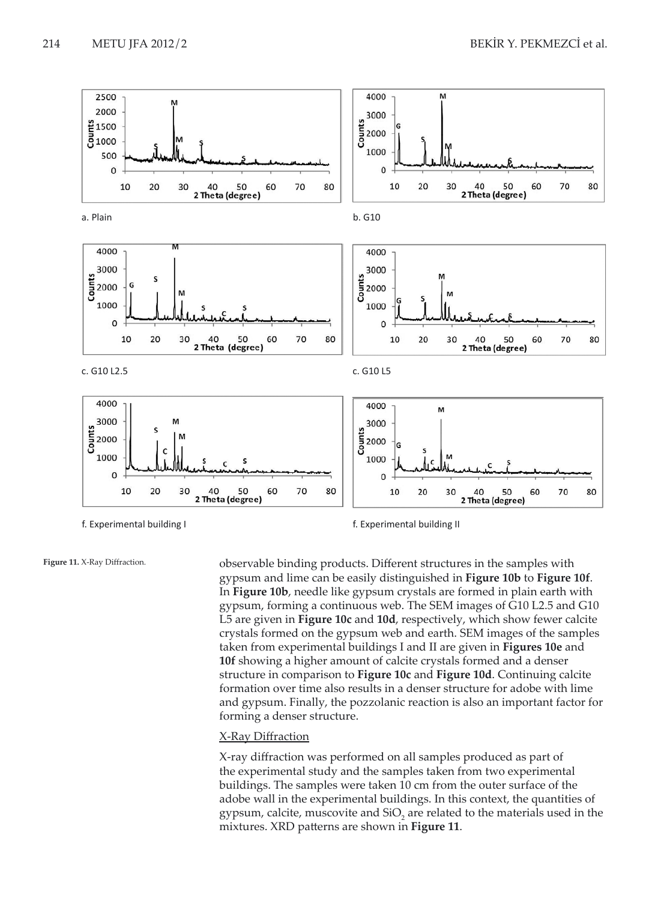a. Plain

b. G10

c. G10 L2.5

c. G10 L5

f. Experimental building I

f. Experimental building II

**Figure 11.** X-Ray Diffraction.

observable binding products. Different structures in the samples with gypsum and lime can be easily distinguished in **Figure 10b** to **Figure 10f**. In **Figure 10b**, needle like gypsum crystals are formed in plain earth with gypsum, forming a continuous web. The SEM images of G10 L2.5 and G10 L5 are given in **Figure 10c** and **10d**, respectively, which show fewer calcite crystals formed on the gypsum web and earth. SEM images of the samples taken from experimental buildings I and II are given in **Figures 10e** and **10f** showing a higher amount of calcite crystals formed and a denser structure in comparison to **Figure 10c** and **Figure 10d**. Continuing calcite formation over time also results in a denser structure for adobe with lime and gypsum. Finally, the pozzolanic reaction is also an important factor for forming a denser structure.

X-Ray Diffraction

X-ray diffraction was performed on all samples produced as part of the experimental study and the samples taken from two experimental buildings. The samples were taken 10 cm from the outer surface of the adobe wall in the experimental buildings. In this context, the quantities of gypsum, calcite, muscovite and $SiO_2$ are related to the materials used in the mixtures. XRD patterns are shown in **Figure 11**.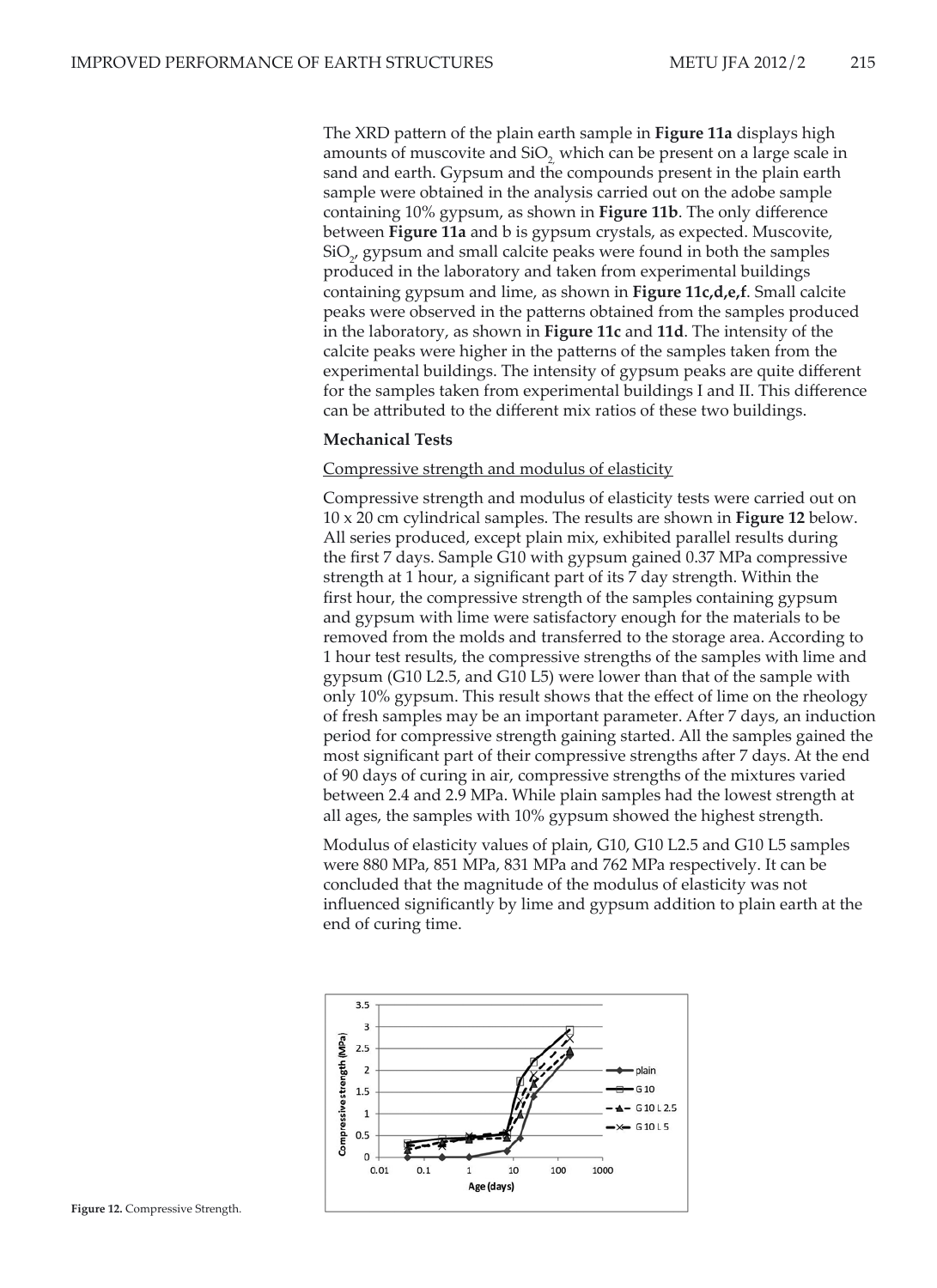The XRD pattern of the plain earth sample in **Figure 11a** displays high amounts of muscovite and $SiO_2$ which can be present on a large scale in sand and earth. Gypsum and the compounds present in the plain earth sample were obtained in the analysis carried out on the adobe sample containing 10% gypsum, as shown in **Figure 11b**. The only difference between **Figure 11a** and b is gypsum crystals, as expected. Muscovite, $SiO_2$, gypsum and small calcite peaks were found in both the samples produced in the laboratory and taken from experimental buildings containing gypsum and lime, as shown in **Figure 11c,d,e,f**. Small calcite peaks were observed in the patterns obtained from the samples produced in the laboratory, as shown in **Figure 11c** and **11d**. The intensity of the calcite peaks were higher in the patterns of the samples taken from the experimental buildings. The intensity of gypsum peaks are quite different for the samples taken from experimental buildings I and II. This difference can be attributed to the different mix ratios of these two buildings.

**Mechanical Tests**

Compressive strength and modulus of elasticity

Compressive strength and modulus of elasticity tests were carried out on 10 x 20 cm cylindrical samples. The results are shown in **Figure 12** below. All series produced, except plain mix, exhibited parallel results during the first 7 days. Sample G10 with gypsum gained 0.37 MPa compressive strength at 1 hour, a significant part of its 7 day strength. Within the first hour, the compressive strength of the samples containing gypsum and gypsum with lime were satisfactory enough for the materials to be removed from the molds and transferred to the storage area. According to 1 hour test results, the compressive strengths of the samples with lime and gypsum (G10 L2.5, and G10 L5) were lower than that of the sample with only 10% gypsum. This result shows that the effect of lime on the rheology of fresh samples may be an important parameter. After 7 days, an induction period for compressive strength gaining started. All the samples gained the most significant part of their compressive strengths after 7 days. At the end of 90 days of curing in air, compressive strengths of the mixtures varied between 2.4 and 2.9 MPa. While plain samples had the lowest strength at all ages, the samples with 10% gypsum showed the highest strength.

Modulus of elasticity values of plain, G10, G10 L2.5 and G10 L5 samples were 880 MPa, 851 MPa, 831 MPa and 762 MPa respectively. It can be concluded that the magnitude of the modulus of elasticity was not influenced significantly by lime and gypsum addition to plain earth at the end of curing time.

**Figure 12.** Compressive Strength.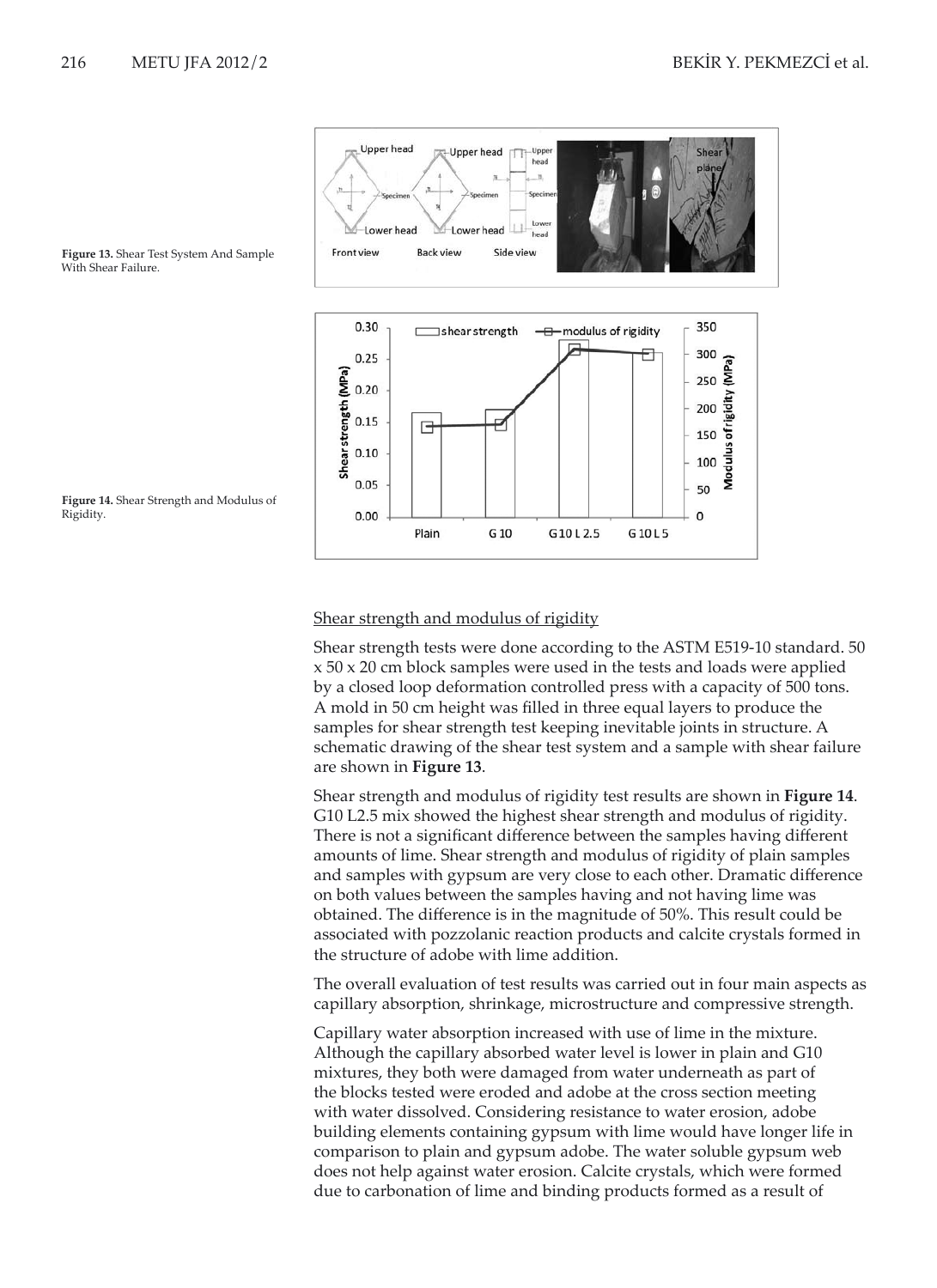**Figure 13.** Shear Test System And Sample With Shear Failure.

**Figure 14.** Shear Strength and Modulus of Rigidity.

Shear strength and modulus of rigidity

Shear strength tests were done according to the ASTM E519-10 standard. 50 x 50 x 20 cm block samples were used in the tests and loads were applied by a closed loop deformation controlled press with a capacity of 500 tons. A mold in 50 cm height was filled in three equal layers to produce the samples for shear strength test keeping inevitable joints in structure. A schematic drawing of the shear test system and a sample with shear failure are shown in **Figure 13**.

Shear strength and modulus of rigidity test results are shown in **Figure 14**. G10 L2.5 mix showed the highest shear strength and modulus of rigidity. There is not a significant difference between the samples having different amounts of lime. Shear strength and modulus of rigidity of plain samples and samples with gypsum are very close to each other. Dramatic difference on both values between the samples having and not having lime was obtained. The difference is in the magnitude of 50%. This result could be associated with pozzolanic reaction products and calcite crystals formed in the structure of adobe with lime addition.

The overall evaluation of test results was carried out in four main aspects as capillary absorption, shrinkage, microstructure and compressive strength.

Capillary water absorption increased with use of lime in the mixture. Although the capillary absorbed water level is lower in plain and G10 mixtures, they both were damaged from water underneath as part of the blocks tested were eroded and adobe at the cross section meeting with water dissolved. Considering resistance to water erosion, adobe building elements containing gypsum with lime would have longer life in comparison to plain and gypsum adobe. The water soluble gypsum web does not help against water erosion. Calcite crystals, which were formed due to carbonation of lime and binding products formed as a result of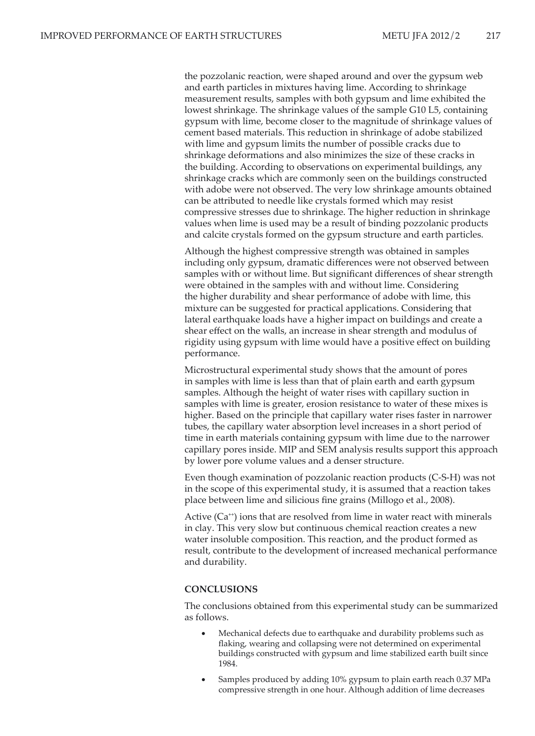the pozzolanic reaction, were shaped around and over the gypsum web and earth particles in mixtures having lime. According to shrinkage measurement results, samples with both gypsum and lime exhibited the lowest shrinkage. The shrinkage values of the sample G10 L5, containing gypsum with lime, become closer to the magnitude of shrinkage values of cement based materials. This reduction in shrinkage of adobe stabilized with lime and gypsum limits the number of possible cracks due to shrinkage deformations and also minimizes the size of these cracks in the building. According to observations on experimental buildings, any shrinkage cracks which are commonly seen on the buildings constructed with adobe were not observed. The very low shrinkage amounts obtained can be attributed to needle like crystals formed which may resist compressive stresses due to shrinkage. The higher reduction in shrinkage values when lime is used may be a result of binding pozzolanic products and calcite crystals formed on the gypsum structure and earth particles.

Although the highest compressive strength was obtained in samples including only gypsum, dramatic differences were not observed between samples with or without lime. But significant differences of shear strength were obtained in the samples with and without lime. Considering the higher durability and shear performance of adobe with lime, this mixture can be suggested for practical applications. Considering that lateral earthquake loads have a higher impact on buildings and create a shear effect on the walls, an increase in shear strength and modulus of rigidity using gypsum with lime would have a positive effect on building performance.

Microstructural experimental study shows that the amount of pores in samples with lime is less than that of plain earth and earth gypsum samples. Although the height of water rises with capillary suction in samples with lime is greater, erosion resistance to water of these mixes is higher. Based on the principle that capillary water rises faster in narrower tubes, the capillary water absorption level increases in a short period of time in earth materials containing gypsum with lime due to the narrower capillary pores inside. MIP and SEM analysis results support this approach by lower pore volume values and a denser structure.

Even though examination of pozzolanic reaction products (C-S-H) was not in the scope of this experimental study, it is assumed that a reaction takes place between lime and silicious fine grains (Millogo et al., 2008).

Active ($Ca^{++}$) ions that are resolved from lime in water react with minerals in clay. This very slow but continuous chemical reaction creates a new water insoluble composition. This reaction, and the product formed as result, contribute to the development of increased mechanical performance and durability.

## CONCLUSIONS

The conclusions obtained from this experimental study can be summarized as follows.

- Mechanical defects due to earthquake and durability problems such as flaking, wearing and collapsing were not determined on experimental buildings constructed with gypsum and lime stabilized earth built since 1984.
- Samples produced by adding 10% gypsum to plain earth reach 0.37 MPa compressive strength in one hour. Although addition of lime decreases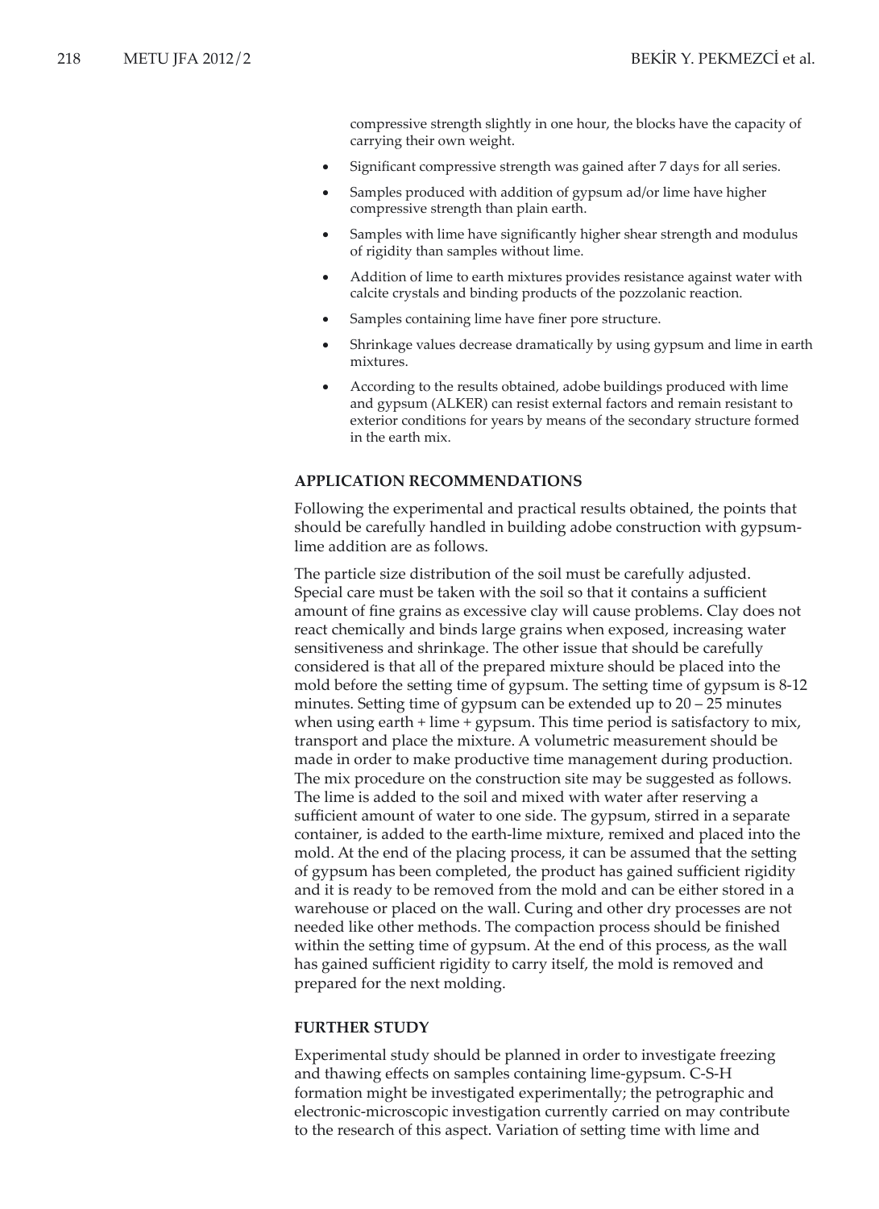compressive strength slightly in one hour, the blocks have the capacity of carrying their own weight.

- Significant compressive strength was gained after 7 days for all series.
- Samples produced with addition of gypsum ad/or lime have higher compressive strength than plain earth.
- Samples with lime have significantly higher shear strength and modulus of rigidity than samples without lime.
- Addition of lime to earth mixtures provides resistance against water with calcite crystals and binding products of the pozzolanic reaction.
- Samples containing lime have finer pore structure.
- Shrinkage values decrease dramatically by using gypsum and lime in earth mixtures.
- According to the results obtained, adobe buildings produced with lime and gypsum (ALKER) can resist external factors and remain resistant to exterior conditions for years by means of the secondary structure formed in the earth mix.

## APPLICATION RECOMMENDATIONS

Following the experimental and practical results obtained, the points that should be carefully handled in building adobe construction with gypsum-lime addition are as follows.

The particle size distribution of the soil must be carefully adjusted. Special care must be taken with the soil so that it contains a sufficient amount of fine grains as excessive clay will cause problems. Clay does not react chemically and binds large grains when exposed, increasing water sensitiveness and shrinkage. The other issue that should be carefully considered is that all of the prepared mixture should be placed into the mold before the setting time of gypsum. The setting time of gypsum is 8-12 minutes. Setting time of gypsum can be extended up to 20 – 25 minutes when using earth + lime + gypsum. This time period is satisfactory to mix, transport and place the mixture. A volumetric measurement should be made in order to make productive time management during production. The mix procedure on the construction site may be suggested as follows. The lime is added to the soil and mixed with water after reserving a sufficient amount of water to one side. The gypsum, stirred in a separate container, is added to the earth-lime mixture, remixed and placed into the mold. At the end of the placing process, it can be assumed that the setting of gypsum has been completed, the product has gained sufficient rigidity and it is ready to be removed from the mold and can be either stored in a warehouse or placed on the wall. Curing and other dry processes are not needed like other methods. The compaction process should be finished within the setting time of gypsum. At the end of this process, as the wall has gained sufficient rigidity to carry itself, the mold is removed and prepared for the next molding.

## FURTHER STUDY

Experimental study should be planned in order to investigate freezing and thawing effects on samples containing lime-gypsum. C-S-H formation might be investigated experimentally; the petrographic and electronic-microscopic investigation currently carried on may contribute to the research of this aspect. Variation of setting time with lime and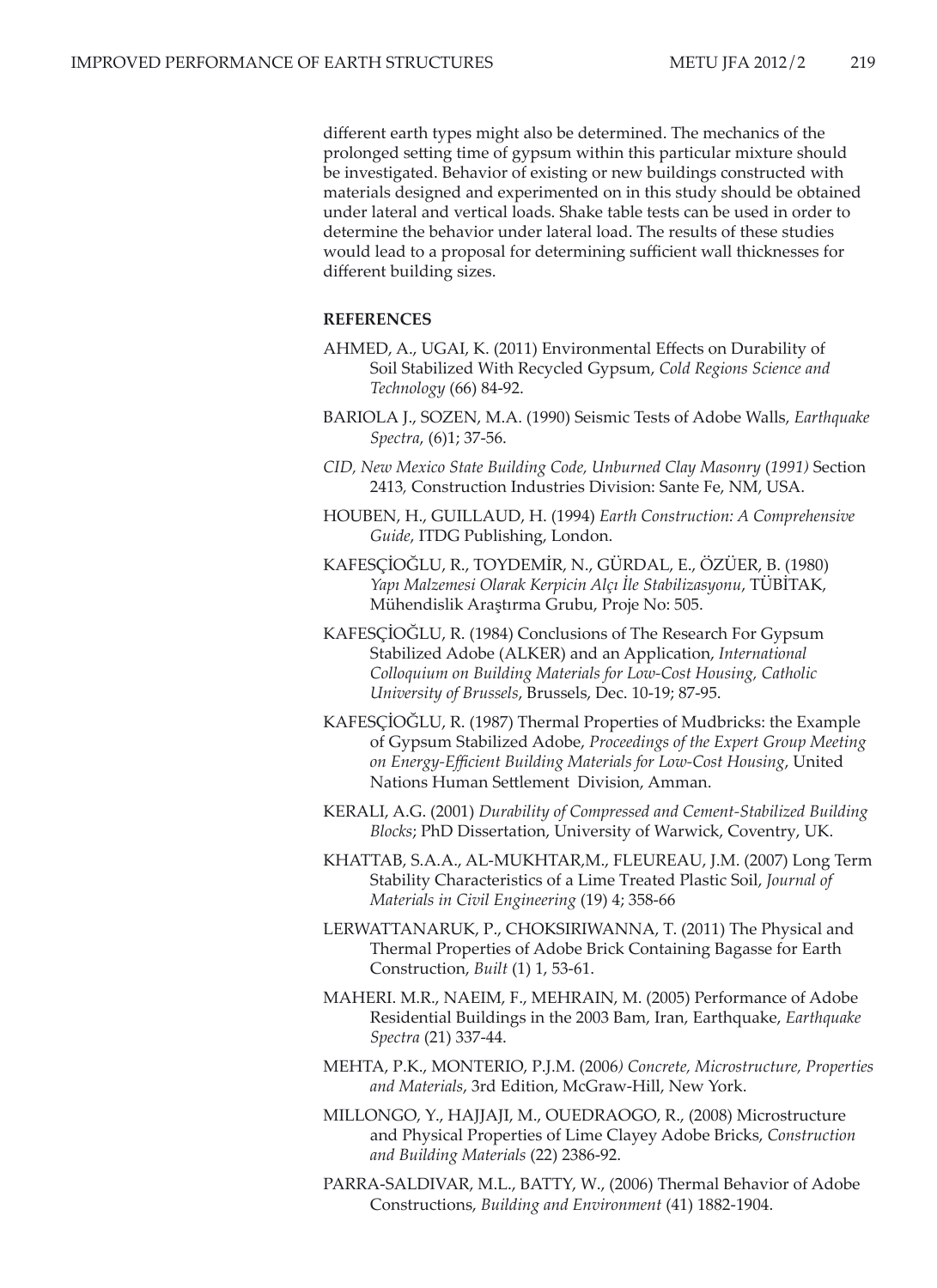different earth types might also be determined. The mechanics of the prolonged setting time of gypsum within this particular mixture should be investigated. Behavior of existing or new buildings constructed with materials designed and experimented on in this study should be obtained under lateral and vertical loads. Shake table tests can be used in order to determine the behavior under lateral load. The results of these studies would lead to a proposal for determining sufficient wall thicknesses for different building sizes.

## REFERENCES

AHMED, A., UGAI, K. (2011) Environmental Effects on Durability of Soil Stabilized With Recycled Gypsum, *Cold Regions Science and Technology* (66) 84-92.

BARIOLA J., SOZEN, M.A. (1990) Seismic Tests of Adobe Walls, *Earthquake Spectra*, (6)1; 37-56.

*CID, New Mexico State Building Code, Unburned Clay Masonry (1991)* Section 2413, Construction Industries Division: Sante Fe, NM, USA.

HOUBEN, H., GUILLAUD, H. (1994) *Earth Construction: A Comprehensive Guide*, ITDG Publishing, London.

KAFESÇİOĞLU, R., TOYDEMİR, N., GÜRDAL, E., ÖZÜER, B. (1980) *Yapı Malzemesi Olarak Kerpicin Alçı İle Stabilizasyonu*, TÜBİTAK, Mühendislik Araştırma Grubu, Proje No: 505.

KAFESÇİOĞLU, R. (1984) Conclusions of The Research For Gypsum Stabilized Adobe (ALKER) and an Application, *International Colloquium on Building Materials for Low-Cost Housing, Catholic University of Brussels*, Brussels, Dec. 10-19; 87-95.

KAFESÇİOĞLU, R. (1987) Thermal Properties of Mudbricks: the Example of Gypsum Stabilized Adobe, *Proceedings of the Expert Group Meeting on Energy-Efficient Building Materials for Low-Cost Housing*, United Nations Human Settlement Division, Amman.

KERALI, A.G. (2001) *Durability of Compressed and Cement-Stabilized Building Blocks*; PhD Dissertation, University of Warwick, Coventry, UK.

KHATTAB, S.A.A., AL-MUKHTAR,M., FLEUREAU, J.M. (2007) Long Term Stability Characteristics of a Lime Treated Plastic Soil, *Journal of Materials in Civil Engineering* (19) 4; 358-66

LERWATTANARUK, P., CHOKSIRIWANNA, T. (2011) The Physical and Thermal Properties of Adobe Brick Containing Bagasse for Earth Construction, *Built* (1) 1, 53-61.

MAHERI. M.R., NAEIM, F., MEHRAIN, M. (2005) Performance of Adobe Residential Buildings in the 2003 Bam, Iran, Earthquake, *Earthquake Spectra* (21) 337-44.

MEHTA, P.K., MONTERIO, P.J.M. (2006*) Concrete, Microstructure, Properties and Materials*, 3rd Edition, McGraw-Hill, New York.

MILLONGO, Y., HAJJAJI, M., OUEDRAOGO, R., (2008) Microstructure and Physical Properties of Lime Clayey Adobe Bricks, *Construction and Building Materials* (22) 2386-92.

PARRA-SALDIVAR, M.L., BATTY, W., (2006) Thermal Behavior of Adobe Constructions, *Building and Environment* (41) 1882-1904.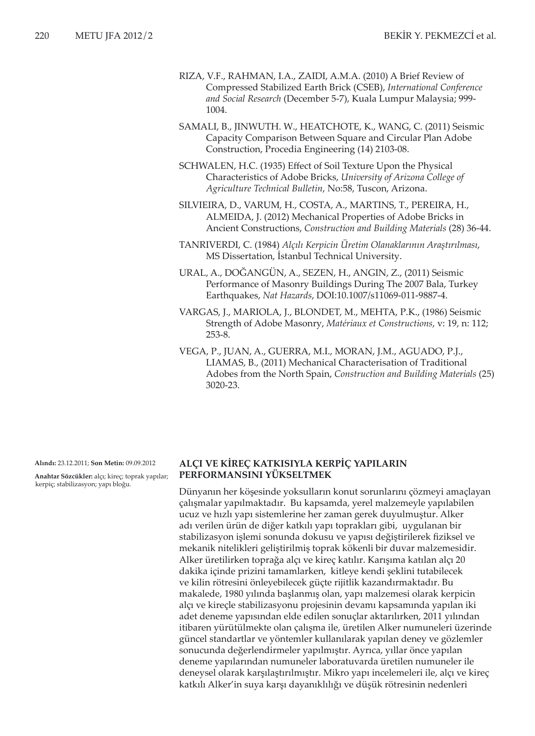RIZA, V.F., RAHMAN, I.A., ZAIDI, A.M.A. (2010) A Brief Review of Compressed Stabilized Earth Brick (CSEB), *International Conference and Social Research* (December 5-7), Kuala Lumpur Malaysia; 999-1004.

SAMALI, B., JINWUTH. W., HEATCHOTE, K., WANG, C. (2011) Seismic Capacity Comparison Between Square and Circular Plan Adobe Construction, Procedia Engineering (14) 2103-08.

SCHWALEN, H.C. (1935) Effect of Soil Texture Upon the Physical Characteristics of Adobe Bricks, *University of Arizona College of Agriculture Technical Bulletin*, No:58, Tuscon, Arizona.

SILVIEIRA, D., VARUM, H., COSTA, A., MARTINS, T., PEREIRA, H., ALMEIDA, J. (2012) Mechanical Properties of Adobe Bricks in Ancient Constructions, *Construction and Building Materials* (28) 36-44.

TANRIVERDI, C. (1984) *Alçılı Kerpicin Üretim Olanaklarının Araştırılması*, MS Dissertation, İstanbul Technical University.

URAL, A., DOĞANGÜN, A., SEZEN, H., ANGIN, Z., (2011) Seismic Performance of Masonry Buildings During The 2007 Bala, Turkey Earthquakes, *Nat Hazards*, DOI:10.1007/s11069-011-9887-4.

VARGAS, J., MARIOLA, J., BLONDET, M., MEHTA, P.K., (1986) Seismic Strength of Adobe Masonry, *Matériaux et Constructions*, v: 19, n: 112; 253-8.

VEGA, P., JUAN, A., GUERRA, M.I., MORAN, J.M., AGUADO, P.J., LIAMAS, B., (2011) Mechanical Characterisation of Traditional Adobes from the North Spain, *Construction and Building Materials* (25) 3020-23.

**Alındı:** 23.12.2011; **Son Metin:** 09.09.2012

**Anahtar Sözcükler:** alçı; kireç; toprak yapılar; kerpiç; stabilizasyon; yapı bloğu.

## ALÇI VE KİREÇ KATKISIYLA KERPİÇ YAPILARIN PERFORMANSINI YÜKSELTMEK

Dünyanın her köşesinde yoksulların konut sorunlarını çözmeyi amaçlayan çalışmalar yapılmaktadır. Bu kapsamda, yerel malzemeyle yapılabilen ucuz ve hızlı yapı sistemlerine her zaman gerek duyulmuştur. Alker adı verilen ürün de diğer katkılı yapı toprakları gibi, uygulanan bir stabilizasyon işlemi sonunda dokusu ve yapısı değiştirilerek fiziksel ve mekanik nitelikleri geliştirilmiş toprak kökenli bir duvar malzemesidir. Alker üretilirken toprağa alçı ve kireç katılır. Karışıma katılan alçı 20 dakika içinde prizini tamamlarken, kitleye kendi şeklini tutabilecek ve kilin rötresini önleyebilecek güçte rijitlik kazandırmaktadır. Bu makalede, 1980 yılında başlanmış olan, yapı malzemesi olarak kerpicin alçı ve kireçle stabilizasyonu projesinin devamı kapsamında yapılan iki adet deneme yapısından elde edilen sonuçlar aktarılırken, 2011 yılından itibaren yürütülmekte olan çalışma ile, üretilen Alker numuneleri üzerinde güncel standartlar ve yöntemler kullanılarak yapılan deney ve gözlemler sonucunda değerlendirmeler yapılmıştır. Ayrıca, yıllar önce yapılan deneme yapılarından numuneler laboratuvarda üretilen numuneler ile deneysel olarak karşılaştırılmıştır. Mikro yapı incelemeleri ile, alçı ve kireç katkılı Alker'in suya karşı dayanıklılığı ve düşük rötresinin nedenleri